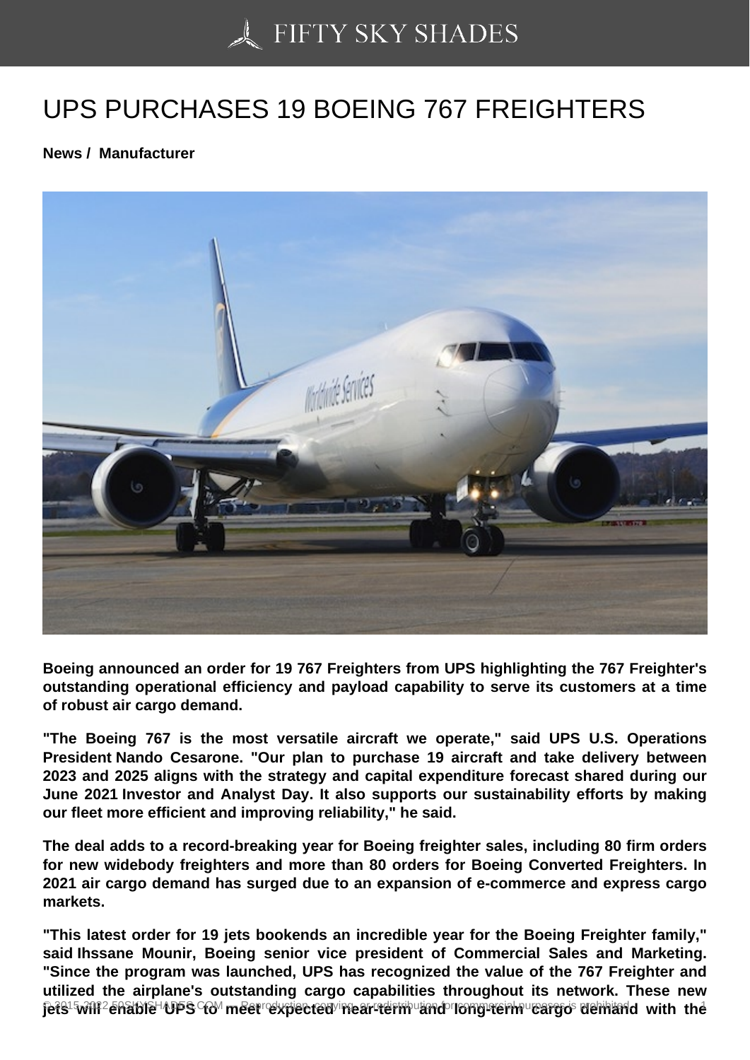# UPS PURCHASES 19 BOEING 767 FREIGHTERS

**News / Manufacturer**

**Boeing announced an order for 19 767 Freighters from UPS highlighting the 767 Freighter's outstanding operational efficiency and payload capability to serve its customers at a time of robust air cargo demand.**

**"The Boeing 767 is the most versatile aircraft we operate," said UPS U.S. Operations President Nando Cesarone. "Our plan to purchase 19 aircraft and take delivery between 2023 and 2025 aligns with the strategy and capital expenditure forecast shared during our June 2021 Investor and Analyst Day. It also supports our sustainability efforts by making our fleet more efficient and improving reliability," he said.**

**The deal adds to a record-breaking year for Boeing freighter sales, including 80 firm orders for new widebody freighters and more than 80 orders for Boeing Converted Freighters. In 2021 air cargo demand has surged due to an expansion of e-commerce and express cargo markets.**

**"This latest order for 19 jets bookends an incredible year for the Boeing Freighter family," said Ihssane Mounir, Boeing senior vice president of Commercial Sales and Marketing. "Since the program was launched, UPS has recognized the value of the 767 Freighter and utilized the airplane's outstanding cargo capabilities throughout its network. These new jets will enable UPS to meet expected near-term and long-term cargo demand with the**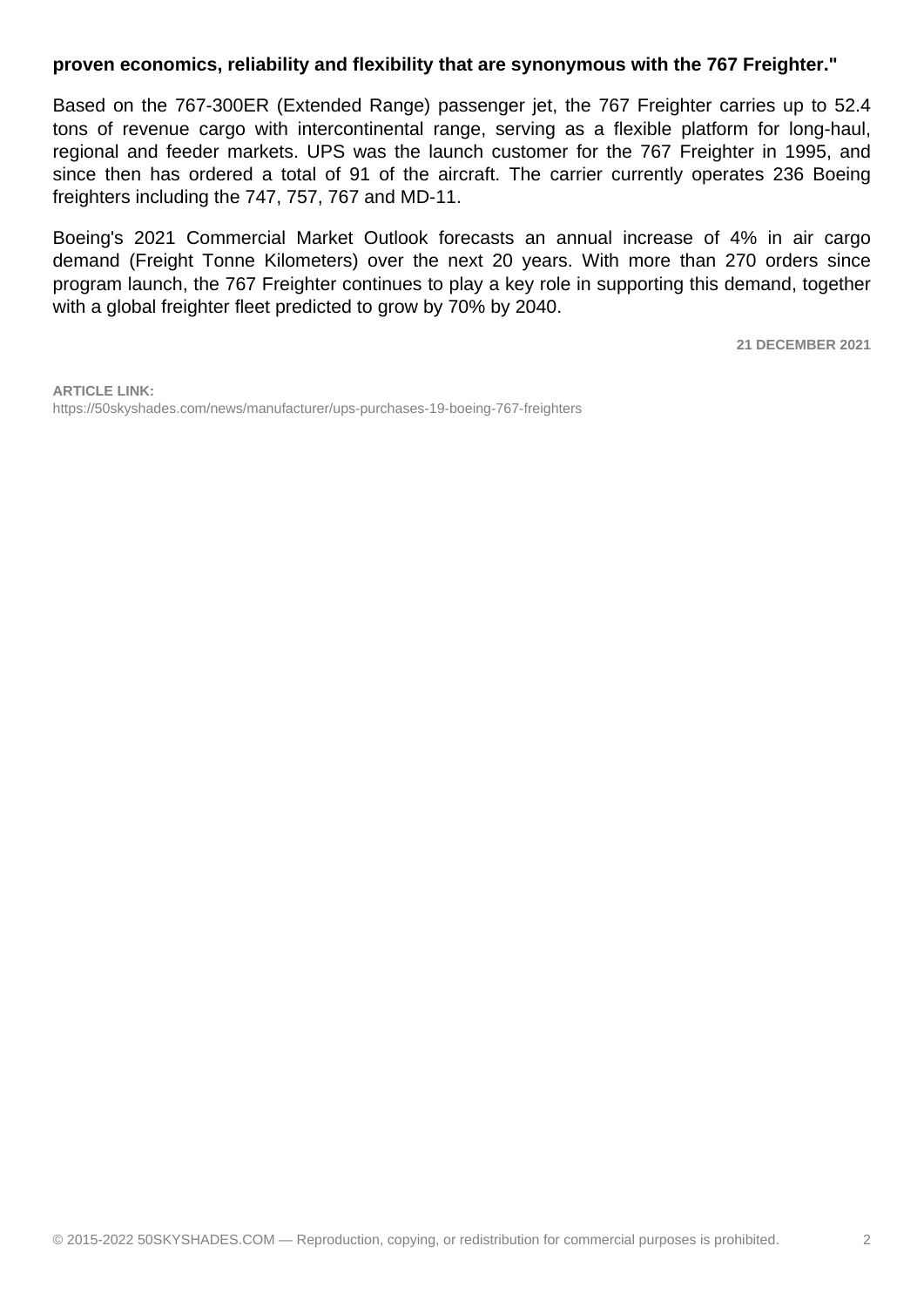**proven economics, reliability and flexibility that are synonymous with the 767 Freighter."**

Based on the 767-300ER (Extended Range) passenger jet, the 767 Freighter carries up to 52.4 tons of revenue cargo with intercontinental range, serving as a flexible platform for long-haul, regional and feeder markets. UPS was the launch customer for the 767 Freighter in 1995, and since then has ordered a total of 91 of the aircraft. The carrier currently operates 236 Boeing freighters including the 747, 757, 767 and MD-11.

Boeing's 2021 Commercial Market Outlook forecasts an annual increase of 4% in air cargo demand (Freight Tonne Kilometers) over the next 20 years. With more than 270 orders since program launch, the 767 Freighter continues to play a key role in supporting this demand, together with a global freighter fleet predicted to grow by 70% by 2040.

**21 DECEMBER 2021**

**ARTICLE LINK:**
https://50skyshades.com/news/manufacturer/ups-purchases-19-boeing-767-freighters